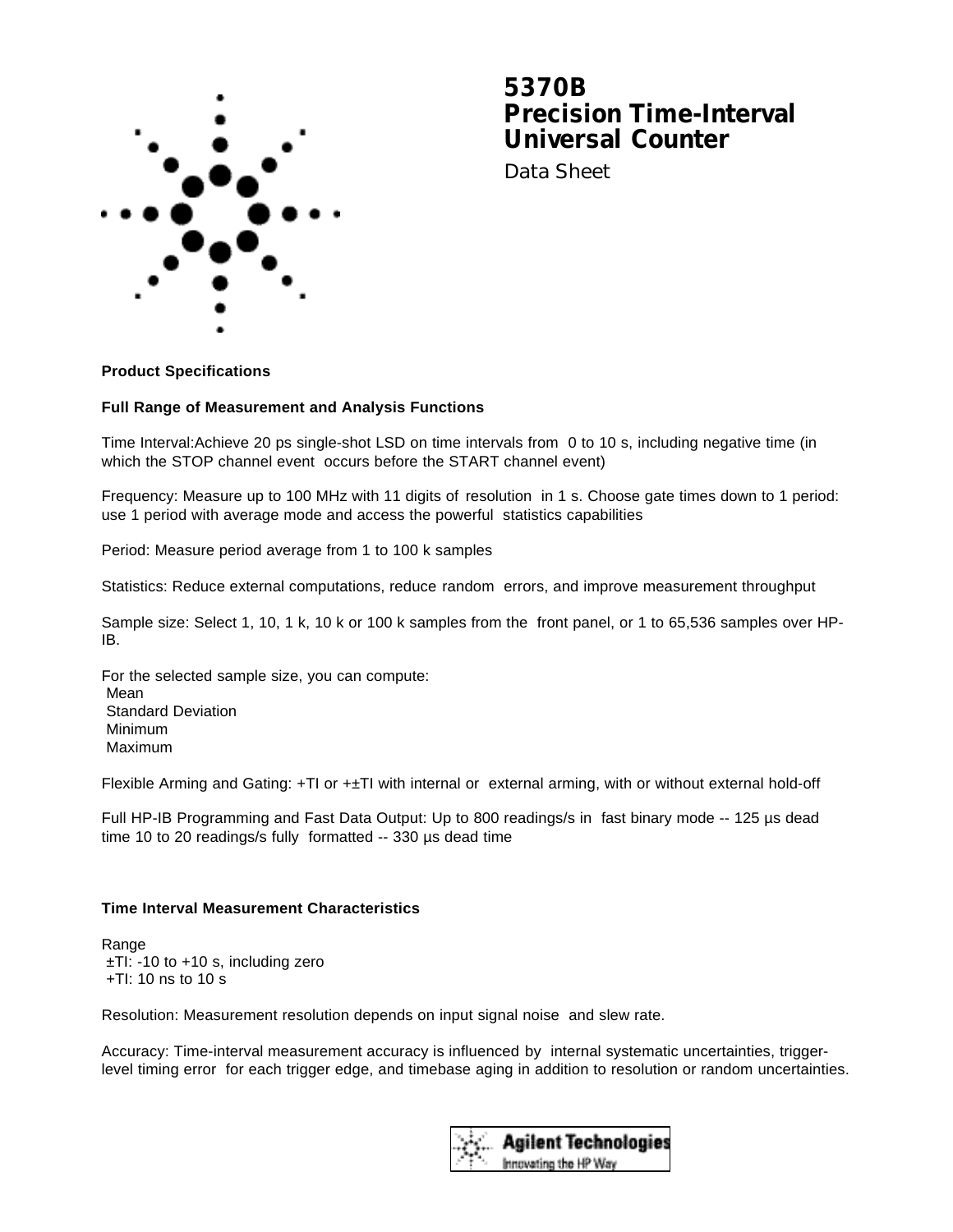# 5370B
# Precision Time-Interval Universal Counter

Data Sheet

## Product Specifications

### Full Range of Measurement and Analysis Functions

Time Interval:Achieve 20 ps single-shot LSD on time intervals from 0 to 10 s, including negative time (in which the STOP channel event occurs before the START channel event)

Frequency: Measure up to 100 MHz with 11 digits of resolution in 1 s. Choose gate times down to 1 period: use 1 period with average mode and access the powerful statistics capabilities

Period: Measure period average from 1 to 100 k samples

Statistics: Reduce external computations, reduce random errors, and improve measurement throughput

Sample size: Select 1, 10, 1 k, 10 k or 100 k samples from the front panel, or 1 to 65,536 samples over HP-IB.

For the selected sample size, you can compute:
- Mean
- Standard Deviation
- Minimum
- Maximum

Flexible Arming and Gating: +TI or +±TI with internal or external arming, with or without external hold-off

Full HP-IB Programming and Fast Data Output: Up to 800 readings/s in fast binary mode -- 125 µs dead time 10 to 20 readings/s fully formatted -- 330 µs dead time

### Time Interval Measurement Characteristics

Range
- ±TI: -10 to +10 s, including zero
- +TI: 10 ns to 10 s

Resolution: Measurement resolution depends on input signal noise and slew rate.

Accuracy: Time-interval measurement accuracy is influenced by internal systematic uncertainties, trigger-level timing error for each trigger edge, and timebase aging in addition to resolution or random uncertainties.

Agilent Technologies
Innovating the HP Way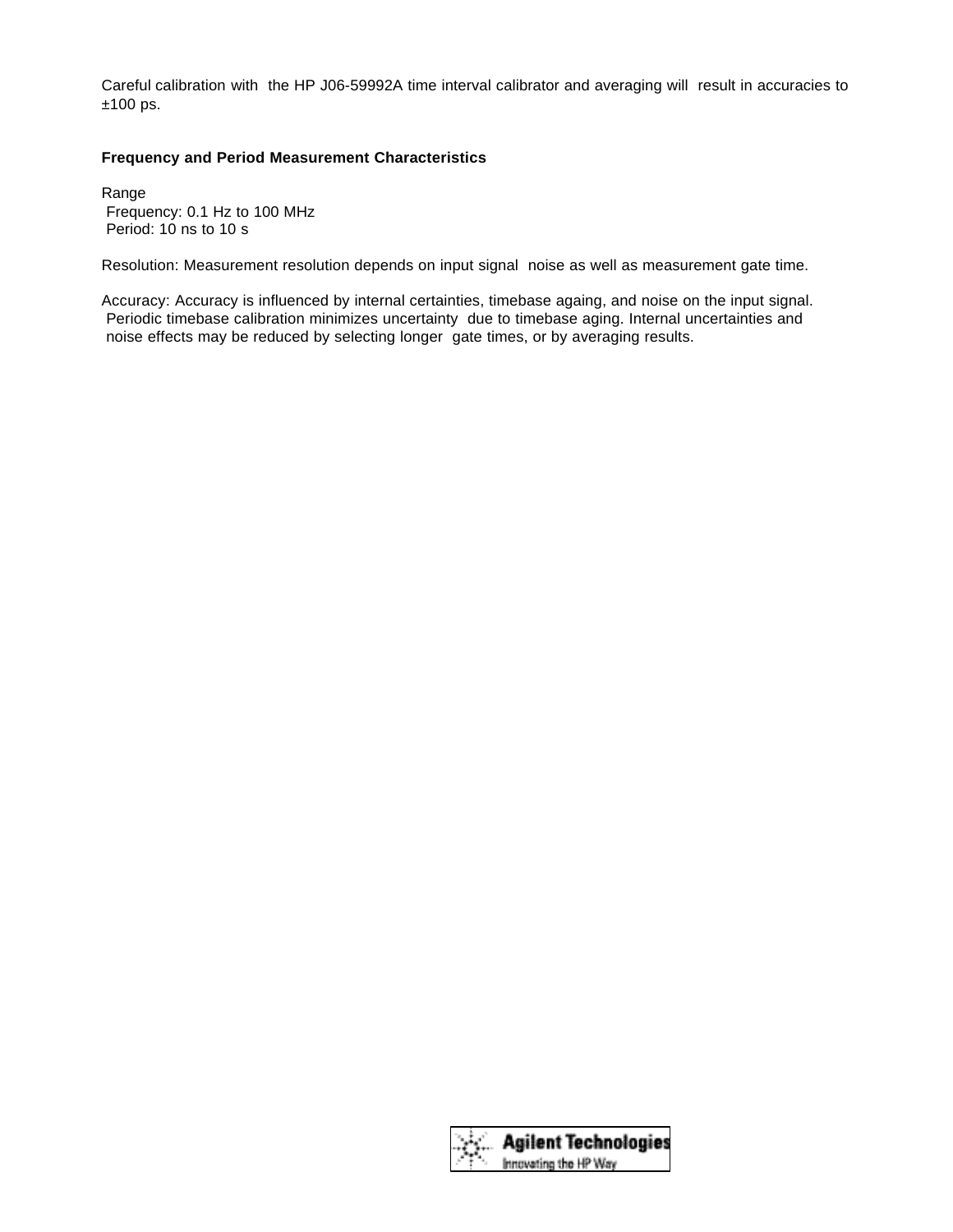Careful calibration with the HP J06-59992A time interval calibrator and averaging will result in accuracies to ±100 ps.

**Frequency and Period Measurement Characteristics**

Range
Frequency: 0.1 Hz to 100 MHz
Period: 10 ns to 10 s

Resolution: Measurement resolution depends on input signal noise as well as measurement gate time.

Accuracy: Accuracy is influenced by internal certainties, timebase againg, and noise on the input signal. Periodic timebase calibration minimizes uncertainty due to timebase aging. Internal uncertainties and noise effects may be reduced by selecting longer gate times, or by averaging results.

Agilent Technologies
Innovating the HP Way